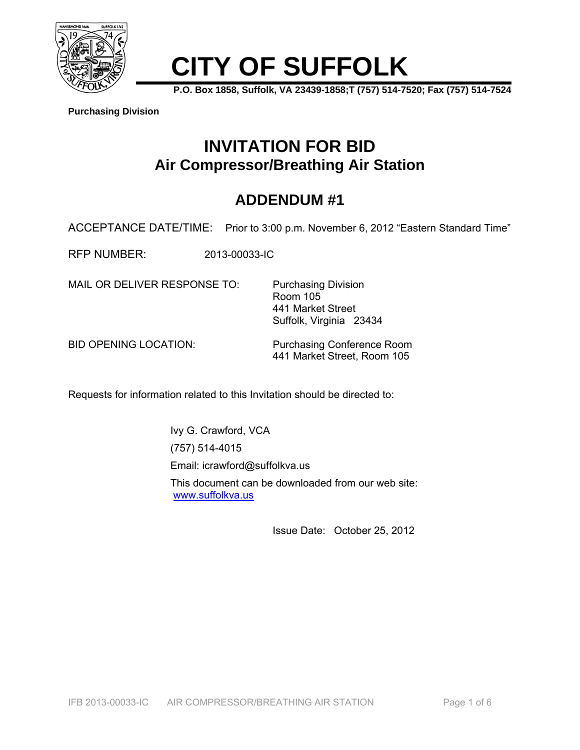# CITY OF SUFFOLK

**P.O. Box 1858, Suffolk, VA 23439-1858;T (757) 514-7520; Fax (757) 514-7524**

**Purchasing Division**

## INVITATION FOR BID
## Air Compressor/Breathing Air Station

## ADDENDUM #1

ACCEPTANCE DATE/TIME: Prior to 3:00 p.m. November 6, 2012 "Eastern Standard Time"

RFP NUMBER: 2013-00033-IC

MAIL OR DELIVER RESPONSE TO:
Purchasing Division
Room 105
441 Market Street
Suffolk, Virginia 23434

BID OPENING LOCATION:
Purchasing Conference Room
441 Market Street, Room 105

Requests for information related to this Invitation should be directed to:

Ivy G. Crawford, VCA

(757) 514-4015

Email: icrawford@suffolkva.us

This document can be downloaded from our web site: www.suffolkva.us

Issue Date: October 25, 2012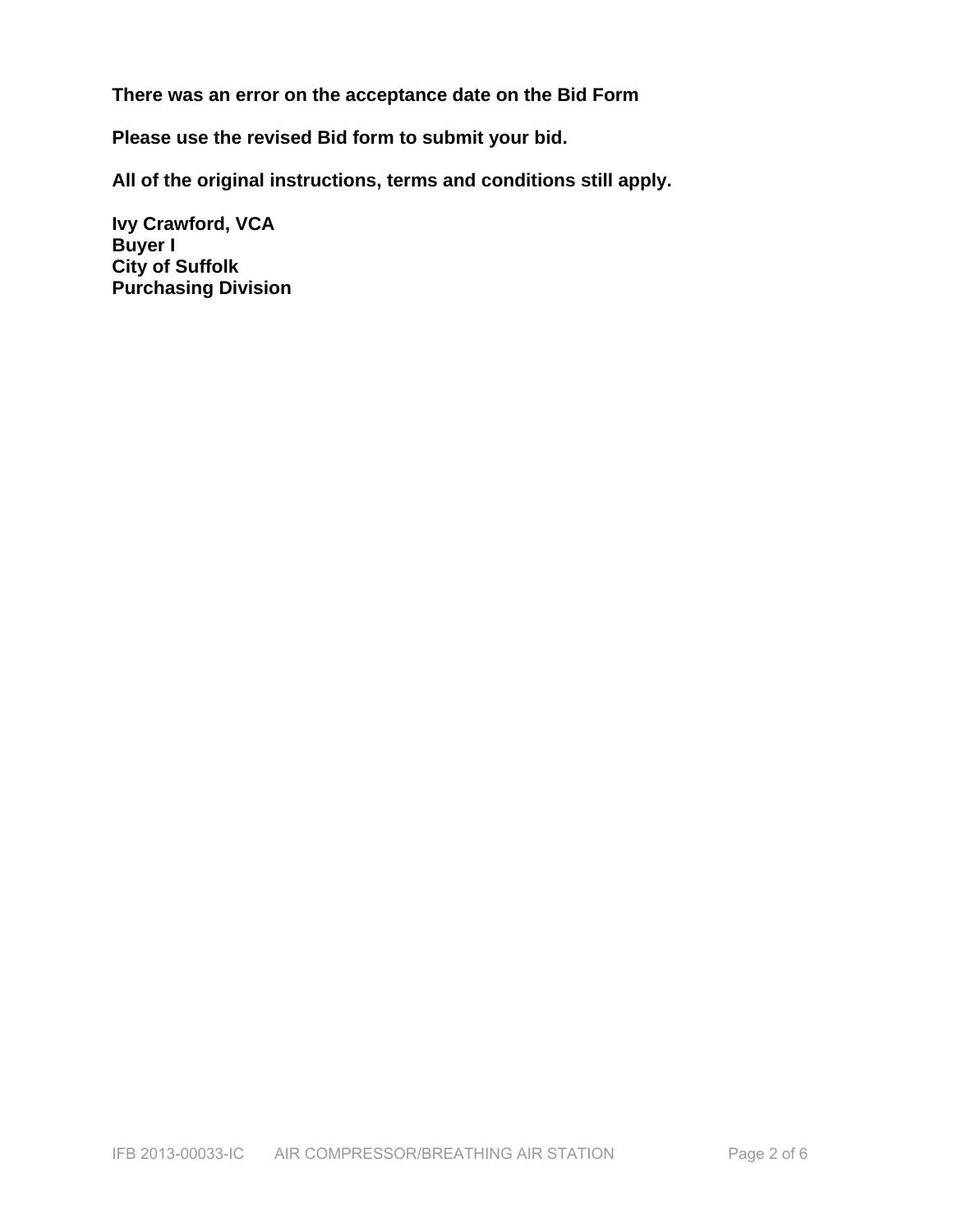**There was an error on the acceptance date on the Bid Form**

**Please use the revised Bid form to submit your bid.**

**All of the original instructions, terms and conditions still apply.**

**Ivy Crawford, VCA**
**Buyer I**
**City of Suffolk**
**Purchasing Division**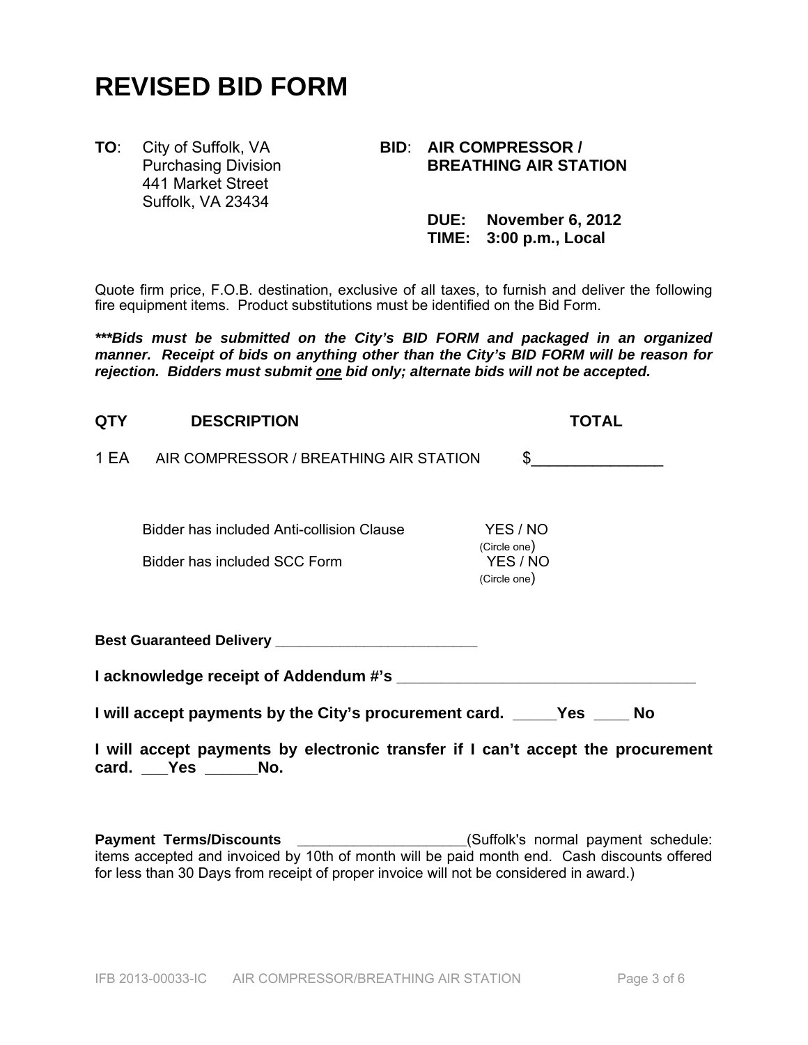# REVISED BID FORM

**TO**: City of Suffolk, VA
Purchasing Division
441 Market Street
Suffolk, VA 23434

**BID**: **AIR COMPRESSOR / BREATHING AIR STATION**

**DUE: November 6, 2012**
**TIME: 3:00 p.m., Local**

Quote firm price, F.O.B. destination, exclusive of all taxes, to furnish and deliver the following fire equipment items. Product substitutions must be identified on the Bid Form.

***\*\*\*Bids must be submitted on the City's BID FORM and packaged in an organized manner. Receipt of bids on anything other than the City's BID FORM will be reason for rejection. Bidders must submit <u>one</u> bid only; alternate bids will not be accepted.***

| QTY | DESCRIPTION | TOTAL |
|---|---|---|
| 1 EA | AIR COMPRESSOR / BREATHING AIR STATION | $_______________ |

Bidder has included Anti-collision Clause YES / NO (Circle one)

Bidder has included SCC Form YES / NO (Circle one)

**Best Guaranteed Delivery _________________________**

**I acknowledge receipt of Addendum #'s ___________________________________**

**I will accept payments by the City's procurement card. _____Yes ____ No**

**I will accept payments by electronic transfer if I can't accept the procurement card. ___Yes ______No.**

**Payment Terms/Discounts** _____________________(Suffolk's normal payment schedule: items accepted and invoiced by 10th of month will be paid month end. Cash discounts offered for less than 30 Days from receipt of proper invoice will not be considered in award.)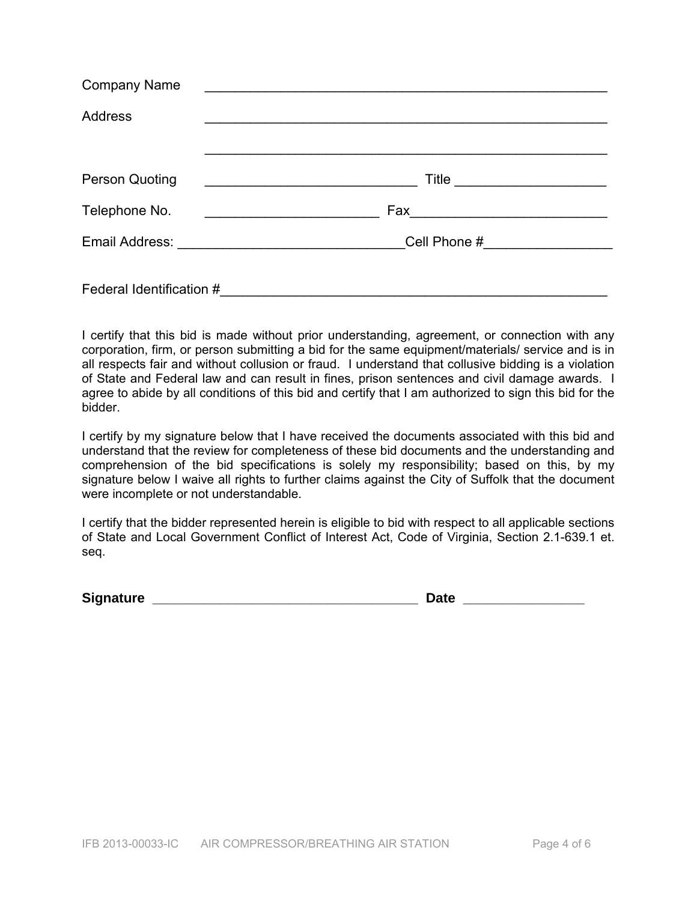Company Name ______________________________________________________

Address ______________________________________________________

______________________________________________________

Person Quoting ____________________________ Title ____________________

Telephone No. ______________________ Fax__________________________

Email Address: ______________________________Cell Phone #_________________

Federal Identification #___________________________________________________

I certify that this bid is made without prior understanding, agreement, or connection with any corporation, firm, or person submitting a bid for the same equipment/materials/ service and is in all respects fair and without collusion or fraud. I understand that collusive bidding is a violation of State and Federal law and can result in fines, prison sentences and civil damage awards. I agree to abide by all conditions of this bid and certify that I am authorized to sign this bid for the bidder.

I certify by my signature below that I have received the documents associated with this bid and understand that the review for completeness of these bid documents and the understanding and comprehension of the bid specifications is solely my responsibility; based on this, by my signature below I waive all rights to further claims against the City of Suffolk that the document were incomplete or not understandable.

I certify that the bidder represented herein is eligible to bid with respect to all applicable sections of State and Local Government Conflict of Interest Act, Code of Virginia, Section 2.1-639.1 et. seq.

**Signature** ___________________________________ **Date** ________________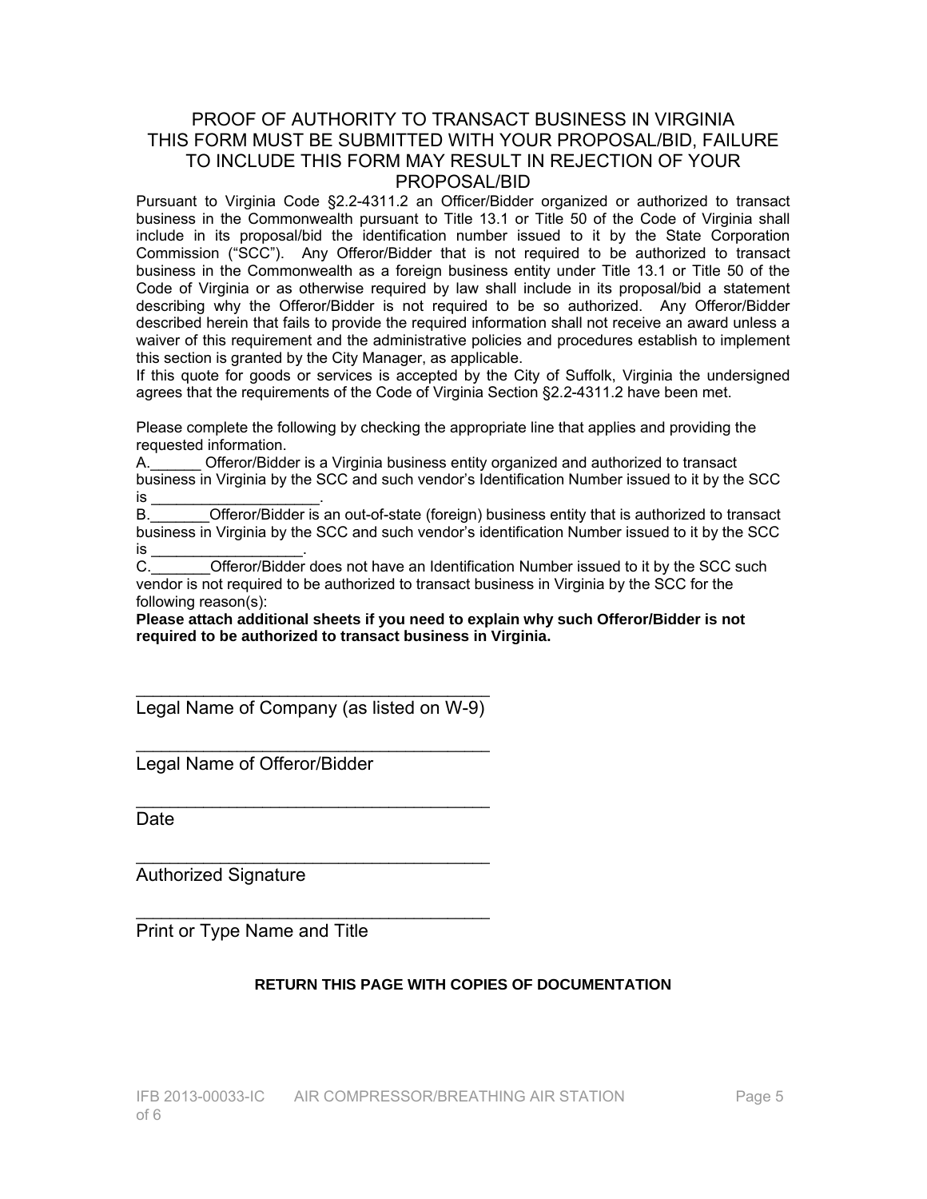# PROOF OF AUTHORITY TO TRANSACT BUSINESS IN VIRGINIA
# THIS FORM MUST BE SUBMITTED WITH YOUR PROPOSAL/BID, FAILURE TO INCLUDE THIS FORM MAY RESULT IN REJECTION OF YOUR PROPOSAL/BID

Pursuant to Virginia Code §2.2-4311.2 an Officer/Bidder organized or authorized to transact business in the Commonwealth pursuant to Title 13.1 or Title 50 of the Code of Virginia shall include in its proposal/bid the identification number issued to it by the State Corporation Commission ("SCC"). Any Offeror/Bidder that is not required to be authorized to transact business in the Commonwealth as a foreign business entity under Title 13.1 or Title 50 of the Code of Virginia or as otherwise required by law shall include in its proposal/bid a statement describing why the Offeror/Bidder is not required to be so authorized. Any Offeror/Bidder described herein that fails to provide the required information shall not receive an award unless a waiver of this requirement and the administrative policies and procedures establish to implement this section is granted by the City Manager, as applicable.

If this quote for goods or services is accepted by the City of Suffolk, Virginia the undersigned agrees that the requirements of the Code of Virginia Section §2.2-4311.2 have been met.

Please complete the following by checking the appropriate line that applies and providing the requested information.

A.______ Offeror/Bidder is a Virginia business entity organized and authorized to transact business in Virginia by the SCC and such vendor's Identification Number issued to it by the SCC is ____________________.

B._______Offeror/Bidder is an out-of-state (foreign) business entity that is authorized to transact business in Virginia by the SCC and such vendor's identification Number issued to it by the SCC is __________________.

C._______Offeror/Bidder does not have an Identification Number issued to it by the SCC such vendor is not required to be authorized to transact business in Virginia by the SCC for the following reason(s):

**Please attach additional sheets if you need to explain why such Offeror/Bidder is not required to be authorized to transact business in Virginia.**

_____________________________________
Legal Name of Company (as listed on W-9)

_____________________________________
Legal Name of Offeror/Bidder

_____________________________________
Date

_____________________________________
Authorized Signature

_____________________________________
Print or Type Name and Title

**RETURN THIS PAGE WITH COPIES OF DOCUMENTATION**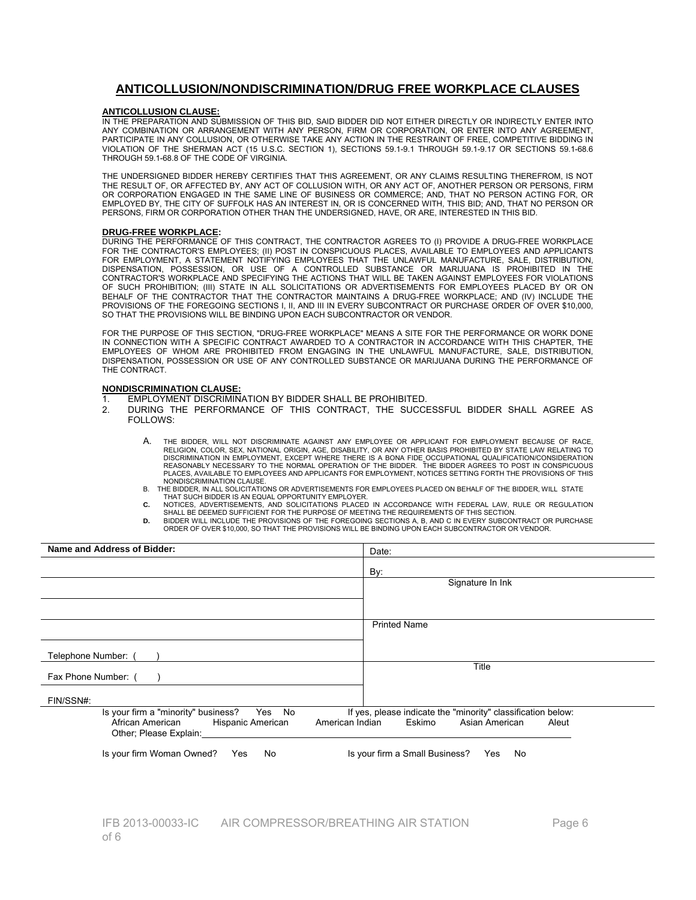# ANTICOLLUSION/NONDISCRIMINATION/DRUG FREE WORKPLACE CLAUSES

**ANTICOLLUSION CLAUSE:**

IN THE PREPARATION AND SUBMISSION OF THIS BID, SAID BIDDER DID NOT EITHER DIRECTLY OR INDIRECTLY ENTER INTO ANY COMBINATION OR ARRANGEMENT WITH ANY PERSON, FIRM OR CORPORATION, OR ENTER INTO ANY AGREEMENT, PARTICIPATE IN ANY COLLUSION, OR OTHERWISE TAKE ANY ACTION IN THE RESTRAINT OF FREE, COMPETITIVE BIDDING IN VIOLATION OF THE SHERMAN ACT (15 U.S.C. SECTION 1), SECTIONS 59.1-9.1 THROUGH 59.1-9.17 OR SECTIONS 59.1-68.6 THROUGH 59.1-68.8 OF THE CODE OF VIRGINIA.

THE UNDERSIGNED BIDDER HEREBY CERTIFIES THAT THIS AGREEMENT, OR ANY CLAIMS RESULTING THEREFROM, IS NOT THE RESULT OF, OR AFFECTED BY, ANY ACT OF COLLUSION WITH, OR ANY ACT OF, ANOTHER PERSON OR PERSONS, FIRM OR CORPORATION ENGAGED IN THE SAME LINE OF BUSINESS OR COMMERCE; AND, THAT NO PERSON ACTING FOR, OR EMPLOYED BY, THE CITY OF SUFFOLK HAS AN INTEREST IN, OR IS CONCERNED WITH, THIS BID; AND, THAT NO PERSON OR PERSONS, FIRM OR CORPORATION OTHER THAN THE UNDERSIGNED, HAVE, OR ARE, INTERESTED IN THIS BID.

**DRUG-FREE WORKPLACE:**

DURING THE PERFORMANCE OF THIS CONTRACT, THE CONTRACTOR AGREES TO (I) PROVIDE A DRUG-FREE WORKPLACE FOR THE CONTRACTOR'S EMPLOYEES; (II) POST IN CONSPICUOUS PLACES, AVAILABLE TO EMPLOYEES AND APPLICANTS FOR EMPLOYMENT, A STATEMENT NOTIFYING EMPLOYEES THAT THE UNLAWFUL MANUFACTURE, SALE, DISTRIBUTION, DISPENSATION, POSSESSION, OR USE OF A CONTROLLED SUBSTANCE OR MARIJUANA IS PROHIBITED IN THE CONTRACTOR'S WORKPLACE AND SPECIFYING THE ACTIONS THAT WILL BE TAKEN AGAINST EMPLOYEES FOR VIOLATIONS OF SUCH PROHIBITION; (III) STATE IN ALL SOLICITATIONS OR ADVERTISEMENTS FOR EMPLOYEES PLACED BY OR ON BEHALF OF THE CONTRACTOR THAT THE CONTRACTOR MAINTAINS A DRUG-FREE WORKPLACE; AND (IV) INCLUDE THE PROVISIONS OF THE FOREGOING SECTIONS I, II, AND III IN EVERY SUBCONTRACT OR PURCHASE ORDER OF OVER $10,000, SO THAT THE PROVISIONS WILL BE BINDING UPON EACH SUBCONTRACTOR OR VENDOR.

FOR THE PURPOSE OF THIS SECTION, "DRUG-FREE WORKPLACE" MEANS A SITE FOR THE PERFORMANCE OR WORK DONE IN CONNECTION WITH A SPECIFIC CONTRACT AWARDED TO A CONTRACTOR IN ACCORDANCE WITH THIS CHAPTER, THE EMPLOYEES OF WHOM ARE PROHIBITED FROM ENGAGING IN THE UNLAWFUL MANUFACTURE, SALE, DISTRIBUTION, DISPENSATION, POSSESSION OR USE OF ANY CONTROLLED SUBSTANCE OR MARIJUANA DURING THE PERFORMANCE OF THE CONTRACT.

**NONDISCRIMINATION CLAUSE:**

1. EMPLOYMENT DISCRIMINATION BY BIDDER SHALL BE PROHIBITED.
2. DURING THE PERFORMANCE OF THIS CONTRACT, THE SUCCESSFUL BIDDER SHALL AGREE AS FOLLOWS:

   A. THE BIDDER, WILL NOT DISCRIMINATE AGAINST ANY EMPLOYEE OR APPLICANT FOR EMPLOYMENT BECAUSE OF RACE, RELIGION, COLOR, SEX, NATIONAL ORIGIN, AGE, DISABILITY, OR ANY OTHER BASIS PROHIBITED BY STATE LAW RELATING TO DISCRIMINATION IN EMPLOYMENT, EXCEPT WHERE THERE IS A BONA FIDE OCCUPATIONAL QUALIFICATION/CONSIDERATION REASONABLY NECESSARY TO THE NORMAL OPERATION OF THE BIDDER. THE BIDDER AGREES TO POST IN CONSPICUOUS PLACES, AVAILABLE TO EMPLOYEES AND APPLICANTS FOR EMPLOYMENT, NOTICES SETTING FORTH THE PROVISIONS OF THIS NONDISCRIMINATION CLAUSE.

   B. THE BIDDER, IN ALL SOLICITATIONS OR ADVERTISEMENTS FOR EMPLOYEES PLACED ON BEHALF OF THE BIDDER, WILL STATE THAT SUCH BIDDER IS AN EQUAL OPPORTUNITY EMPLOYER.

   **C.** NOTICES, ADVERTISEMENTS, AND SOLICITATIONS PLACED IN ACCORDANCE WITH FEDERAL LAW, RULE OR REGULATION SHALL BE DEEMED SUFFICIENT FOR THE PURPOSE OF MEETING THE REQUIREMENTS OF THIS SECTION.

   **D.** BIDDER WILL INCLUDE THE PROVISIONS OF THE FOREGOING SECTIONS A, B, AND C IN EVERY SUBCONTRACT OR PURCHASE ORDER OF OVER $10,000, SO THAT THE PROVISIONS WILL BE BINDING UPON EACH SUBCONTRACTOR OR VENDOR.

| **Name and Address of Bidder:** | Date: |
|---|---|
| | By: |
| | Signature In Ink |
| | |
| | Printed Name |
| Telephone Number: (     ) | |
| Fax Phone Number: (     ) | Title |
| FIN/SSN#: | |

Is your firm a "minority" business? Yes No

If yes, please indicate the "minority" classification below:

African American Hispanic American American Indian Eskimo Asian American Aleut

Other; Please Explain:

Is your firm Woman Owned? Yes No

Is your firm a Small Business? Yes No

IFB 2013-00033-IC AIR COMPRESSOR/BREATHING AIR STATION